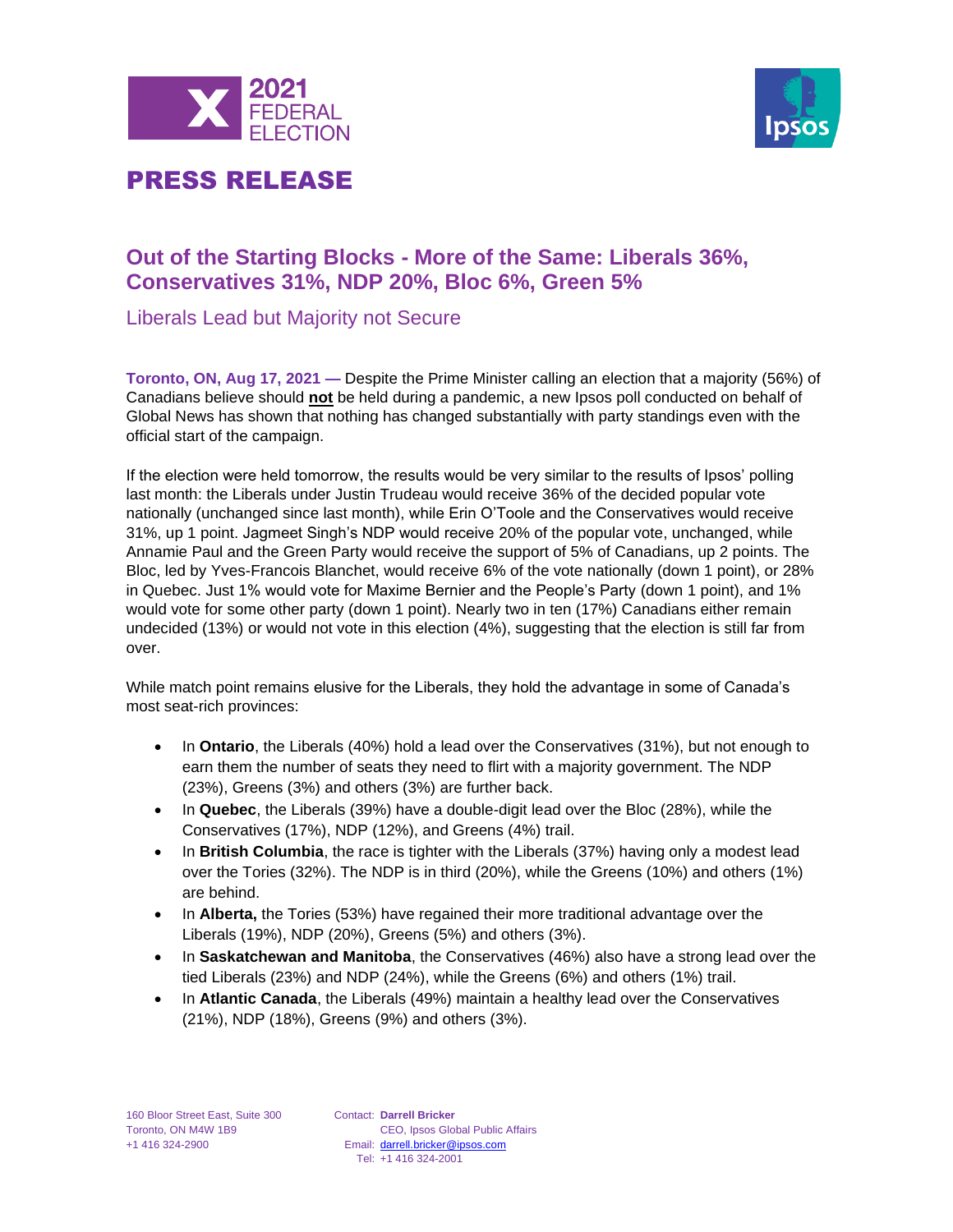2021 FEDERAL ELECTION

# PRESS RELEASE

## Out of the Starting Blocks - More of the Same: Liberals 36%, Conservatives 31%, NDP 20%, Bloc 6%, Green 5%

### Liberals Lead but Majority not Secure

**Toronto, ON, Aug 17, 2021 —** Despite the Prime Minister calling an election that a majority (56%) of Canadians believe should **not** be held during a pandemic, a new Ipsos poll conducted on behalf of Global News has shown that nothing has changed substantially with party standings even with the official start of the campaign.

If the election were held tomorrow, the results would be very similar to the results of Ipsos' polling last month: the Liberals under Justin Trudeau would receive 36% of the decided popular vote nationally (unchanged since last month), while Erin O'Toole and the Conservatives would receive 31%, up 1 point. Jagmeet Singh's NDP would receive 20% of the popular vote, unchanged, while Annamie Paul and the Green Party would receive the support of 5% of Canadians, up 2 points. The Bloc, led by Yves-Francois Blanchet, would receive 6% of the vote nationally (down 1 point), or 28% in Quebec. Just 1% would vote for Maxime Bernier and the People's Party (down 1 point), and 1% would vote for some other party (down 1 point). Nearly two in ten (17%) Canadians either remain undecided (13%) or would not vote in this election (4%), suggesting that the election is still far from over.

While match point remains elusive for the Liberals, they hold the advantage in some of Canada's most seat-rich provinces:

- In **Ontario**, the Liberals (40%) hold a lead over the Conservatives (31%), but not enough to earn them the number of seats they need to flirt with a majority government. The NDP (23%), Greens (3%) and others (3%) are further back.
- In **Quebec**, the Liberals (39%) have a double-digit lead over the Bloc (28%), while the Conservatives (17%), NDP (12%), and Greens (4%) trail.
- In **British Columbia**, the race is tighter with the Liberals (37%) having only a modest lead over the Tories (32%). The NDP is in third (20%), while the Greens (10%) and others (1%) are behind.
- In **Alberta,** the Tories (53%) have regained their more traditional advantage over the Liberals (19%), NDP (20%), Greens (5%) and others (3%).
- In **Saskatchewan and Manitoba**, the Conservatives (46%) also have a strong lead over the tied Liberals (23%) and NDP (24%), while the Greens (6%) and others (1%) trail.
- In **Atlantic Canada**, the Liberals (49%) maintain a healthy lead over the Conservatives (21%), NDP (18%), Greens (9%) and others (3%).

160 Bloor Street East, Suite 300
Toronto, ON M4W 1B9
+1 416 324-2900

Contact: **Darrell Bricker**
CEO, Ipsos Global Public Affairs
Email: darrell.bricker@ipsos.com
Tel: +1 416 324-2001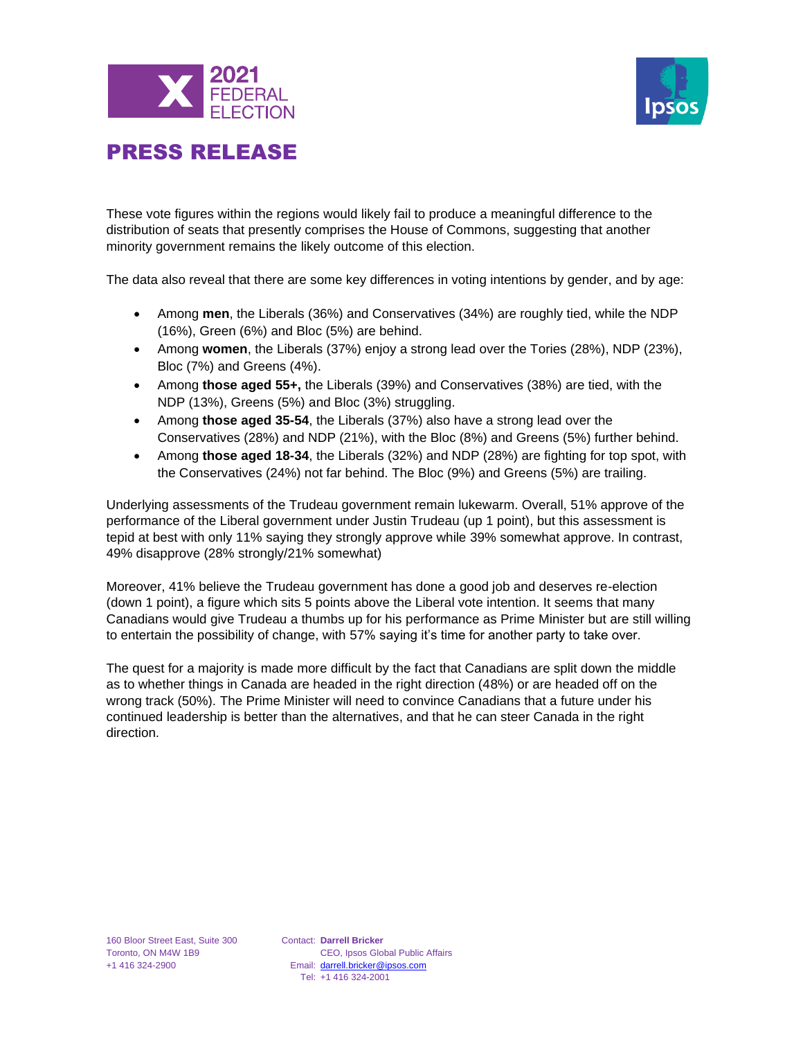These vote figures within the regions would likely fail to produce a meaningful difference to the distribution of seats that presently comprises the House of Commons, suggesting that another minority government remains the likely outcome of this election.

The data also reveal that there are some key differences in voting intentions by gender, and by age:

- Among **men**, the Liberals (36%) and Conservatives (34%) are roughly tied, while the NDP (16%), Green (6%) and Bloc (5%) are behind.
- Among **women**, the Liberals (37%) enjoy a strong lead over the Tories (28%), NDP (23%), Bloc (7%) and Greens (4%).
- Among **those aged 55+,** the Liberals (39%) and Conservatives (38%) are tied, with the NDP (13%), Greens (5%) and Bloc (3%) struggling.
- Among **those aged 35-54**, the Liberals (37%) also have a strong lead over the Conservatives (28%) and NDP (21%), with the Bloc (8%) and Greens (5%) further behind.
- Among **those aged 18-34**, the Liberals (32%) and NDP (28%) are fighting for top spot, with the Conservatives (24%) not far behind. The Bloc (9%) and Greens (5%) are trailing.

Underlying assessments of the Trudeau government remain lukewarm. Overall, 51% approve of the performance of the Liberal government under Justin Trudeau (up 1 point), but this assessment is tepid at best with only 11% saying they strongly approve while 39% somewhat approve. In contrast, 49% disapprove (28% strongly/21% somewhat)

Moreover, 41% believe the Trudeau government has done a good job and deserves re-election (down 1 point), a figure which sits 5 points above the Liberal vote intention. It seems that many Canadians would give Trudeau a thumbs up for his performance as Prime Minister but are still willing to entertain the possibility of change, with 57% saying it's time for another party to take over.

The quest for a majority is made more difficult by the fact that Canadians are split down the middle as to whether things in Canada are headed in the right direction (48%) or are headed off on the wrong track (50%). The Prime Minister will need to convince Canadians that a future under his continued leadership is better than the alternatives, and that he can steer Canada in the right direction.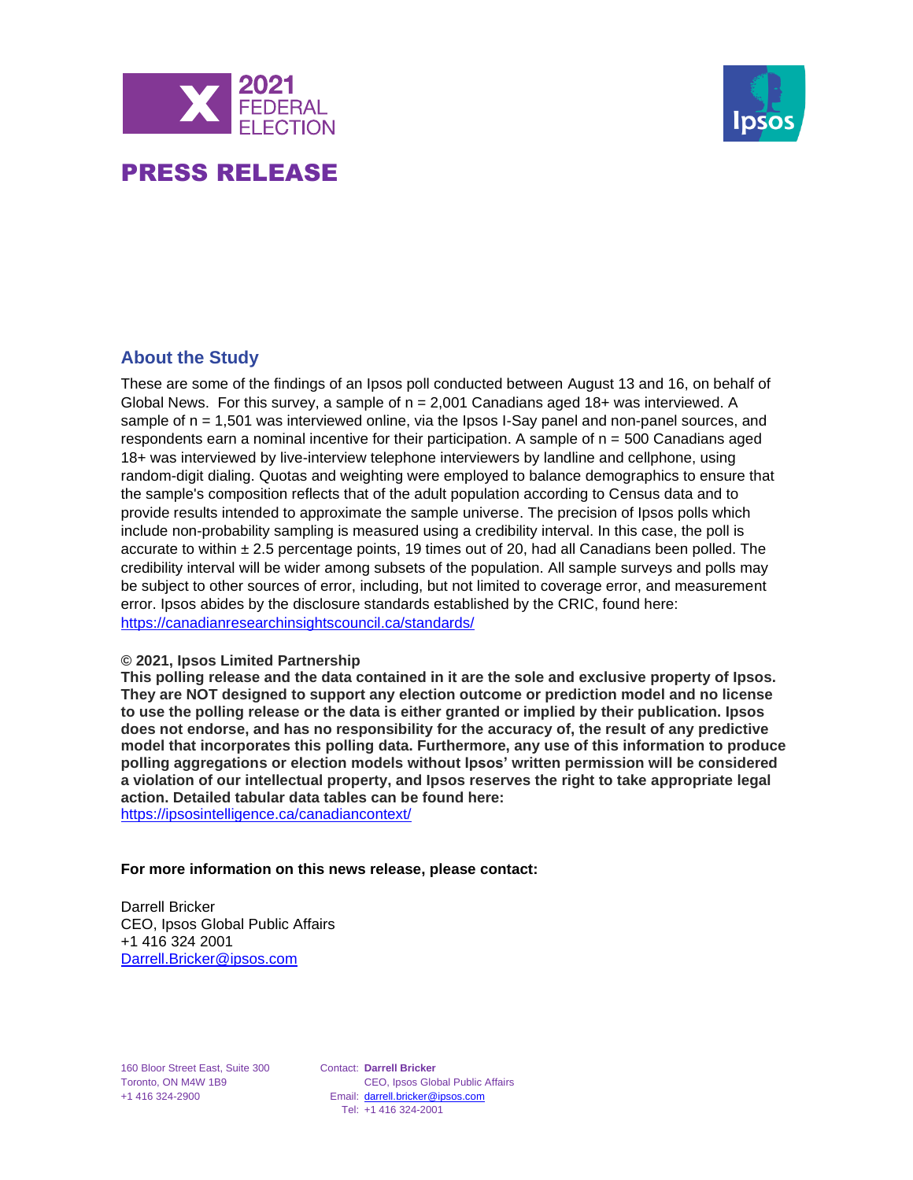**PRESS RELEASE**

## About the Study

These are some of the findings of an Ipsos poll conducted between August 13 and 16, on behalf of Global News. For this survey, a sample of n = 2,001 Canadians aged 18+ was interviewed. A sample of n = 1,501 was interviewed online, via the Ipsos I-Say panel and non-panel sources, and respondents earn a nominal incentive for their participation. A sample of n = 500 Canadians aged 18+ was interviewed by live-interview telephone interviewers by landline and cellphone, using random-digit dialing. Quotas and weighting were employed to balance demographics to ensure that the sample's composition reflects that of the adult population according to Census data and to provide results intended to approximate the sample universe. The precision of Ipsos polls which include non-probability sampling is measured using a credibility interval. In this case, the poll is accurate to within ± 2.5 percentage points, 19 times out of 20, had all Canadians been polled. The credibility interval will be wider among subsets of the population. All sample surveys and polls may be subject to other sources of error, including, but not limited to coverage error, and measurement error. Ipsos abides by the disclosure standards established by the CRIC, found here: https://canadianresearchinsightscouncil.ca/standards/

**© 2021, Ipsos Limited Partnership**
**This polling release and the data contained in it are the sole and exclusive property of Ipsos. They are NOT designed to support any election outcome or prediction model and no license to use the polling release or the data is either granted or implied by their publication. Ipsos does not endorse, and has no responsibility for the accuracy of, the result of any predictive model that incorporates this polling data. Furthermore, any use of this information to produce polling aggregations or election models without Ipsos' written permission will be considered a violation of our intellectual property, and Ipsos reserves the right to take appropriate legal action. Detailed tabular data tables can be found here:**
https://ipsosintelligence.ca/canadiancontext/

**For more information on this news release, please contact:**

Darrell Bricker
CEO, Ipsos Global Public Affairs
+1 416 324 2001
Darrell.Bricker@ipsos.com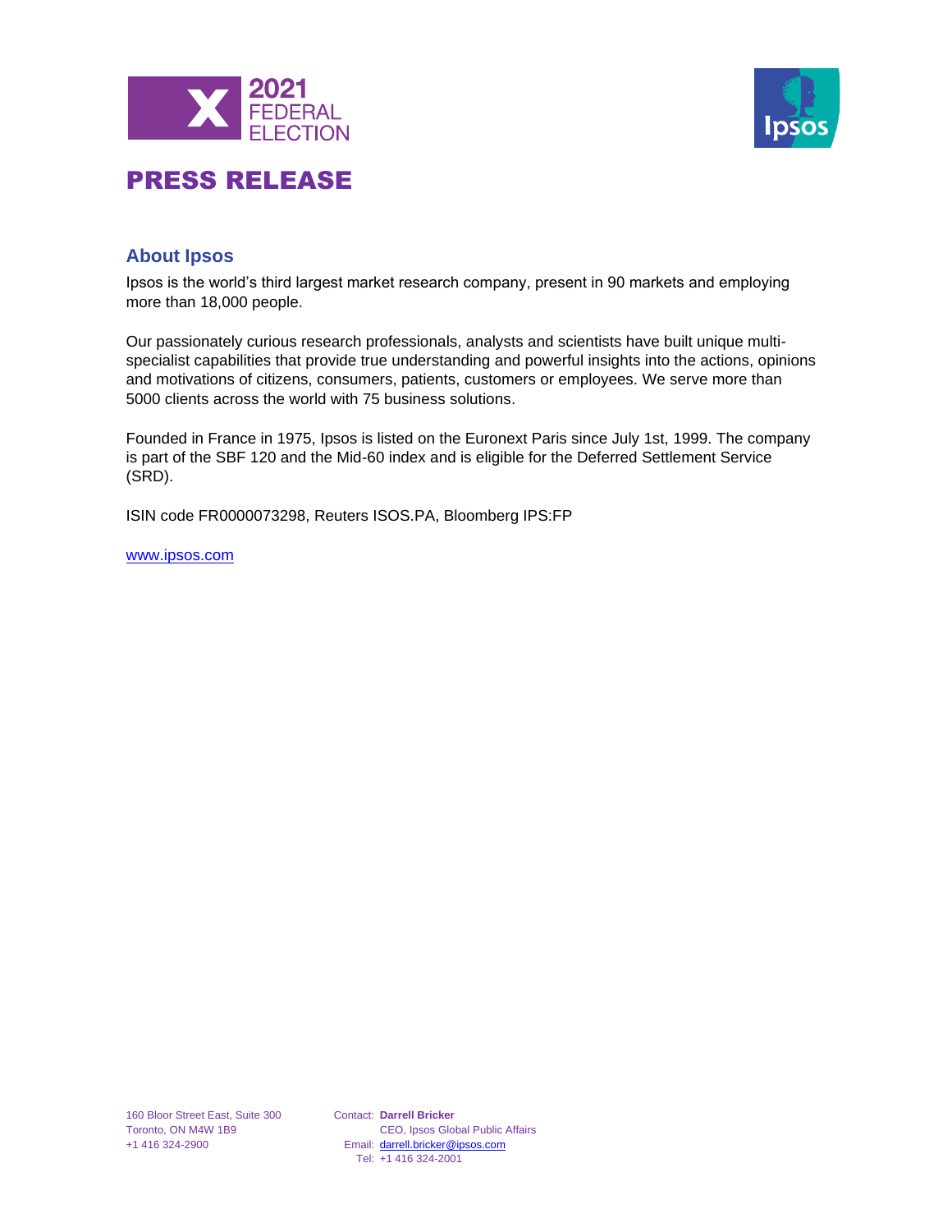# PRESS RELEASE

## About Ipsos

Ipsos is the world's third largest market research company, present in 90 markets and employing more than 18,000 people.

Our passionately curious research professionals, analysts and scientists have built unique multi-specialist capabilities that provide true understanding and powerful insights into the actions, opinions and motivations of citizens, consumers, patients, customers or employees. We serve more than 5000 clients across the world with 75 business solutions.

Founded in France in 1975, Ipsos is listed on the Euronext Paris since July 1st, 1999. The company is part of the SBF 120 and the Mid-60 index and is eligible for the Deferred Settlement Service (SRD).

ISIN code FR0000073298, Reuters ISOS.PA, Bloomberg IPS:FP

www.ipsos.com

160 Bloor Street East, Suite 300
Toronto, ON M4W 1B9
+1 416 324-2900

Contact: **Darrell Bricker**
CEO, Ipsos Global Public Affairs
Email: darrell.bricker@ipsos.com
Tel: +1 416 324-2001